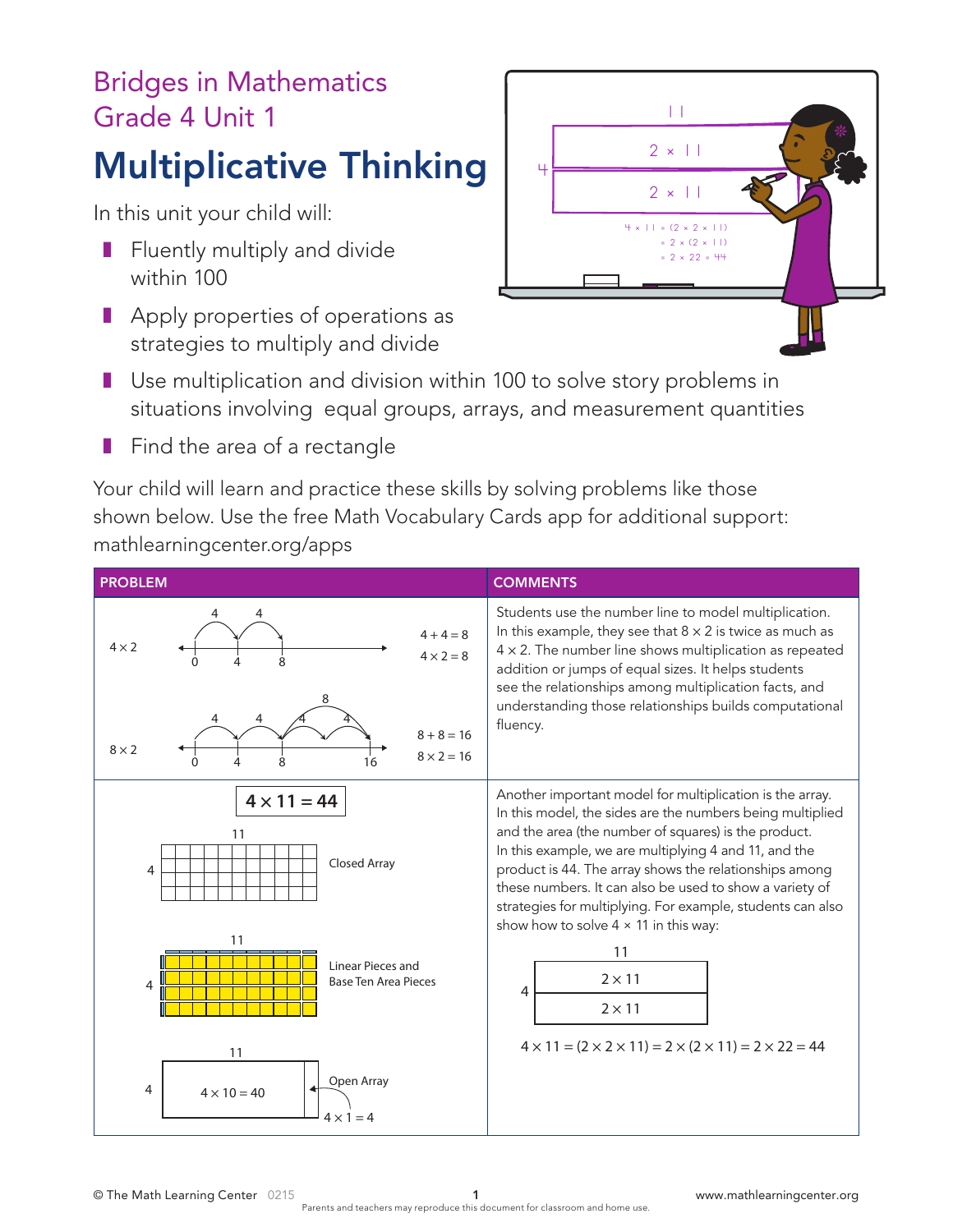Bridges in Mathematics
Grade 4 Unit 1

# Multiplicative Thinking

In this unit your child will:

- Fluently multiply and divide within 100
- Apply properties of operations as strategies to multiply and divide
- Use multiplication and division within 100 to solve story problems in situations involving equal groups, arrays, and measurement quantities
- Find the area of a rectangle

Your child will learn and practice these skills by solving problems like those shown below. Use the free Math Vocabulary Cards app for additional support: mathlearningcenter.org/apps

| PROBLEM | COMMENTS |
|---|---|
| $4 \times 2$ (number line: jumps of 4, 4 from 0 to 4 to 8) $4 + 4 = 8$, $4 \times 2 = 8$<br><br>$8 \times 2$ (number line: jumps of 4, 4, 4, 4 and 8, 8 from 0 to 16) $8 + 8 = 16$, $8 \times 2 = 16$ | Students use the number line to model multiplication. In this example, they see that $8 \times 2$ is twice as much as $4 \times 2$. The number line shows multiplication as repeated addition or jumps of equal sizes. It helps students see the relationships among multiplication facts, and understanding those relationships builds computational fluency. |
| $4 \times 11 = 44$<br><br>Closed Array (4 by 11)<br><br>Linear Pieces and Base Ten Area Pieces (4 by 11)<br><br>Open Array (4 by 11): $4 \times 10 = 40$, $4 \times 1 = 4$ | Another important model for multiplication is the array. In this model, the sides are the numbers being multiplied and the area (the number of squares) is the product. In this example, we are multiplying 4 and 11, and the product is 44. The array shows the relationships among these numbers. It can also be used to show a variety of strategies for multiplying. For example, students can also show how to solve $4 \times 11$ in this way:<br><br>(array 4 by 11 split into $2 \times 11$ and $2 \times 11$)<br><br>$4 \times 11 = (2 \times 2 \times 11) = 2 \times (2 \times 11) = 2 \times 22 = 44$ |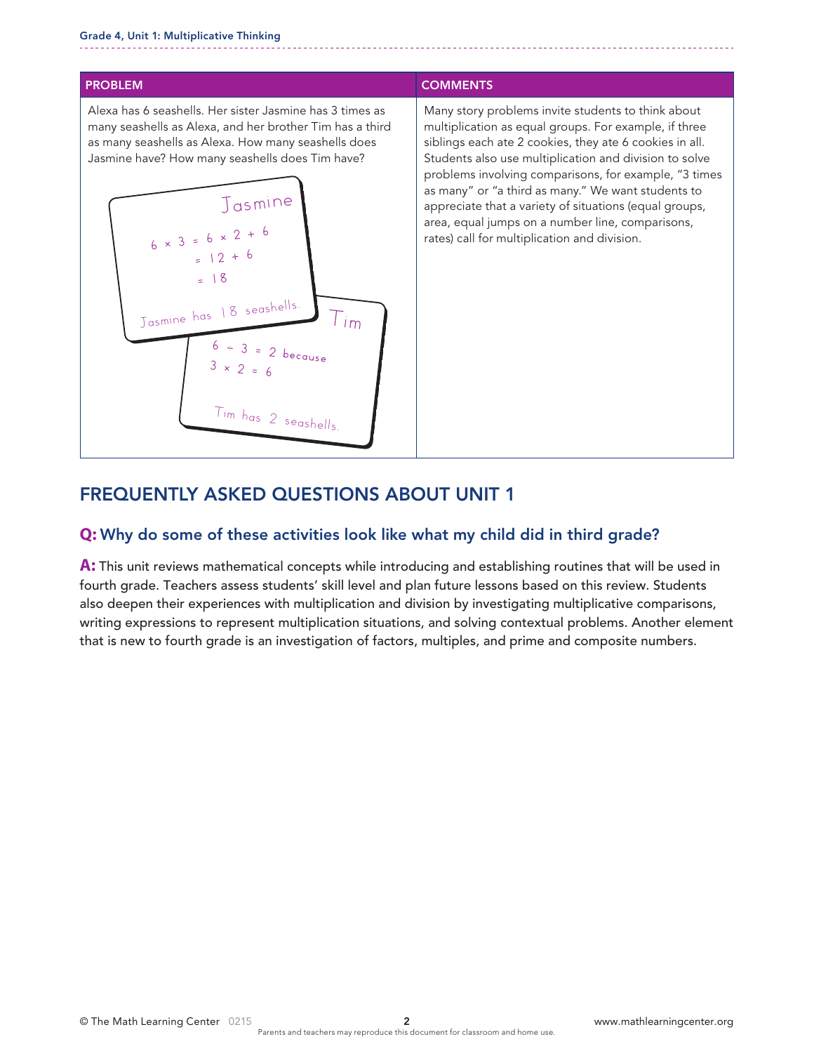| PROBLEM | COMMENTS |
| --- | --- |
| Alexa has 6 seashells. Her sister Jasmine has 3 times as many seashells as Alexa, and her brother Tim has a third as many seashells as Alexa. How many seashells does Jasmine have? How many seashells does Tim have?<br><br>Jasmine<br>$6 \times 3 = 6 \times 2 + 6$<br>$= 12 + 6$<br>$= 18$<br>Jasmine has 18 seashells.<br><br>Tim<br>$6 \div 3 = 2$ because<br>$3 \times 2 = 6$<br>Tim has 2 seashells. | Many story problems invite students to think about multiplication as equal groups. For example, if three siblings each ate 2 cookies, they ate 6 cookies in all. Students also use multiplication and division to solve problems involving comparisons, for example, "3 times as many" or "a third as many." We want students to appreciate that a variety of situations (equal groups, area, equal jumps on a number line, comparisons, rates) call for multiplication and division. |

## FREQUENTLY ASKED QUESTIONS ABOUT UNIT 1

### Q: Why do some of these activities look like what my child did in third grade?

**A:** This unit reviews mathematical concepts while introducing and establishing routines that will be used in fourth grade. Teachers assess students' skill level and plan future lessons based on this review. Students also deepen their experiences with multiplication and division by investigating multiplicative comparisons, writing expressions to represent multiplication situations, and solving contextual problems. Another element that is new to fourth grade is an investigation of factors, multiples, and prime and composite numbers.